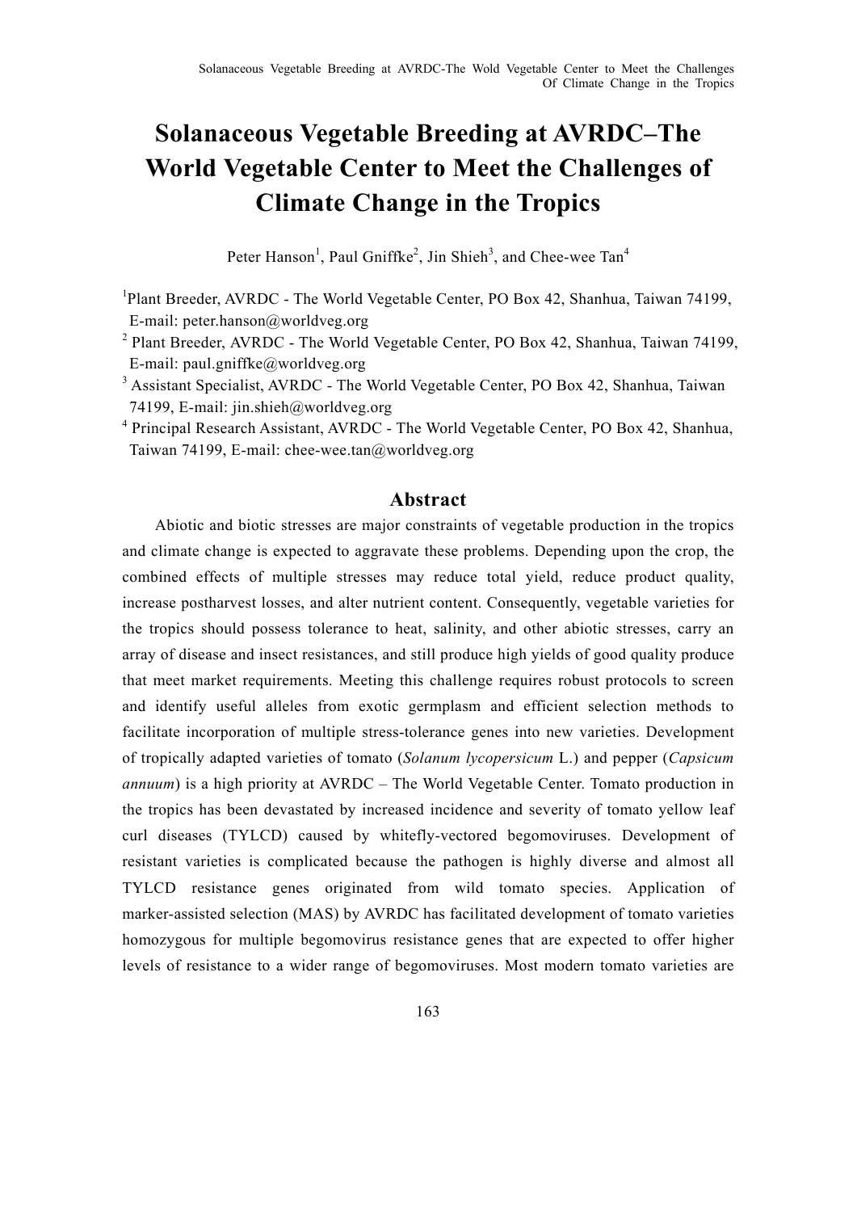# Solanaceous Vegetable Breeding at AVRDC–The World Vegetable Center to Meet the Challenges of Climate Change in the Tropics

Peter Hanson[1], Paul Gniffke[2], Jin Shieh[3], and Chee-wee Tan[4]

[1]Plant Breeder, AVRDC - The World Vegetable Center, PO Box 42, Shanhua, Taiwan 74199, E-mail: peter.hanson@worldveg.org

[2] Plant Breeder, AVRDC - The World Vegetable Center, PO Box 42, Shanhua, Taiwan 74199, E-mail: paul.gniffke@worldveg.org

[3] Assistant Specialist, AVRDC - The World Vegetable Center, PO Box 42, Shanhua, Taiwan 74199, E-mail: jin.shieh@worldveg.org

[4] Principal Research Assistant, AVRDC - The World Vegetable Center, PO Box 42, Shanhua, Taiwan 74199, E-mail: chee-wee.tan@worldveg.org

## Abstract

Abiotic and biotic stresses are major constraints of vegetable production in the tropics and climate change is expected to aggravate these problems. Depending upon the crop, the combined effects of multiple stresses may reduce total yield, reduce product quality, increase postharvest losses, and alter nutrient content. Consequently, vegetable varieties for the tropics should possess tolerance to heat, salinity, and other abiotic stresses, carry an array of disease and insect resistances, and still produce high yields of good quality produce that meet market requirements. Meeting this challenge requires robust protocols to screen and identify useful alleles from exotic germplasm and efficient selection methods to facilitate incorporation of multiple stress-tolerance genes into new varieties. Development of tropically adapted varieties of tomato (*Solanum lycopersicum* L.) and pepper (*Capsicum annuum*) is a high priority at AVRDC – The World Vegetable Center. Tomato production in the tropics has been devastated by increased incidence and severity of tomato yellow leaf curl diseases (TYLCD) caused by whitefly-vectored begomoviruses. Development of resistant varieties is complicated because the pathogen is highly diverse and almost all TYLCD resistance genes originated from wild tomato species. Application of marker-assisted selection (MAS) by AVRDC has facilitated development of tomato varieties homozygous for multiple begomovirus resistance genes that are expected to offer higher levels of resistance to a wider range of begomoviruses. Most modern tomato varieties are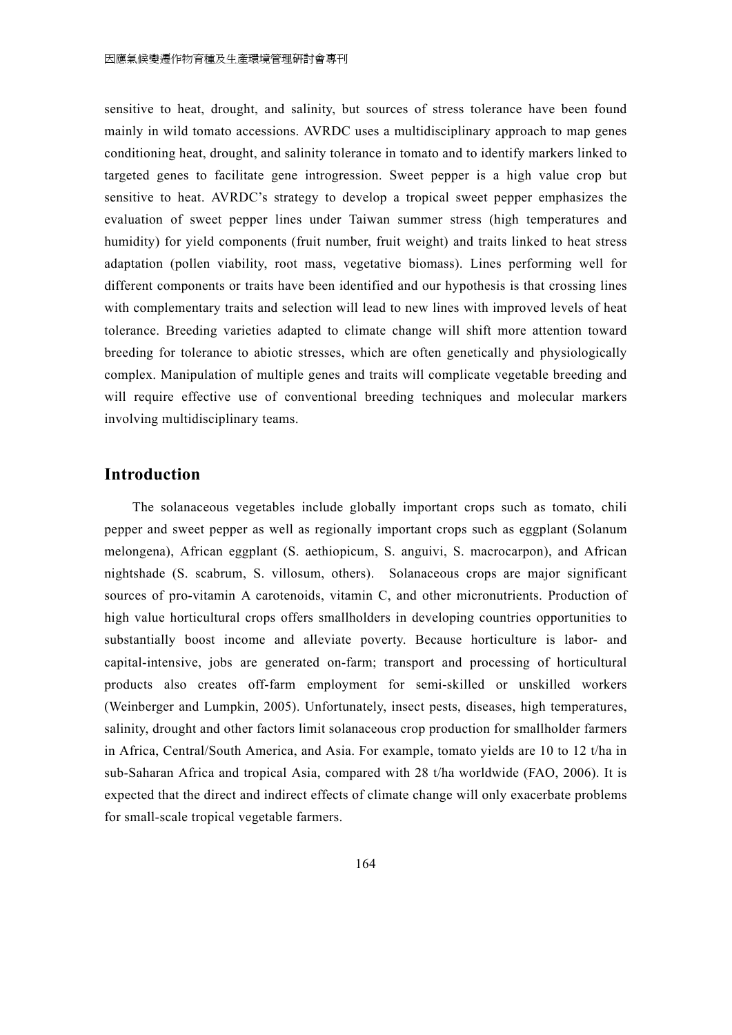sensitive to heat, drought, and salinity, but sources of stress tolerance have been found mainly in wild tomato accessions. AVRDC uses a multidisciplinary approach to map genes conditioning heat, drought, and salinity tolerance in tomato and to identify markers linked to targeted genes to facilitate gene introgression. Sweet pepper is a high value crop but sensitive to heat. AVRDC's strategy to develop a tropical sweet pepper emphasizes the evaluation of sweet pepper lines under Taiwan summer stress (high temperatures and humidity) for yield components (fruit number, fruit weight) and traits linked to heat stress adaptation (pollen viability, root mass, vegetative biomass). Lines performing well for different components or traits have been identified and our hypothesis is that crossing lines with complementary traits and selection will lead to new lines with improved levels of heat tolerance. Breeding varieties adapted to climate change will shift more attention toward breeding for tolerance to abiotic stresses, which are often genetically and physiologically complex. Manipulation of multiple genes and traits will complicate vegetable breeding and will require effective use of conventional breeding techniques and molecular markers involving multidisciplinary teams.

## Introduction

The solanaceous vegetables include globally important crops such as tomato, chili pepper and sweet pepper as well as regionally important crops such as eggplant (Solanum melongena), African eggplant (S. aethiopicum, S. anguivi, S. macrocarpon), and African nightshade (S. scabrum, S. villosum, others). Solanaceous crops are major significant sources of pro-vitamin A carotenoids, vitamin C, and other micronutrients. Production of high value horticultural crops offers smallholders in developing countries opportunities to substantially boost income and alleviate poverty. Because horticulture is labor- and capital-intensive, jobs are generated on-farm; transport and processing of horticultural products also creates off-farm employment for semi-skilled or unskilled workers (Weinberger and Lumpkin, 2005). Unfortunately, insect pests, diseases, high temperatures, salinity, drought and other factors limit solanaceous crop production for smallholder farmers in Africa, Central/South America, and Asia. For example, tomato yields are 10 to 12 t/ha in sub-Saharan Africa and tropical Asia, compared with 28 t/ha worldwide (FAO, 2006). It is expected that the direct and indirect effects of climate change will only exacerbate problems for small-scale tropical vegetable farmers.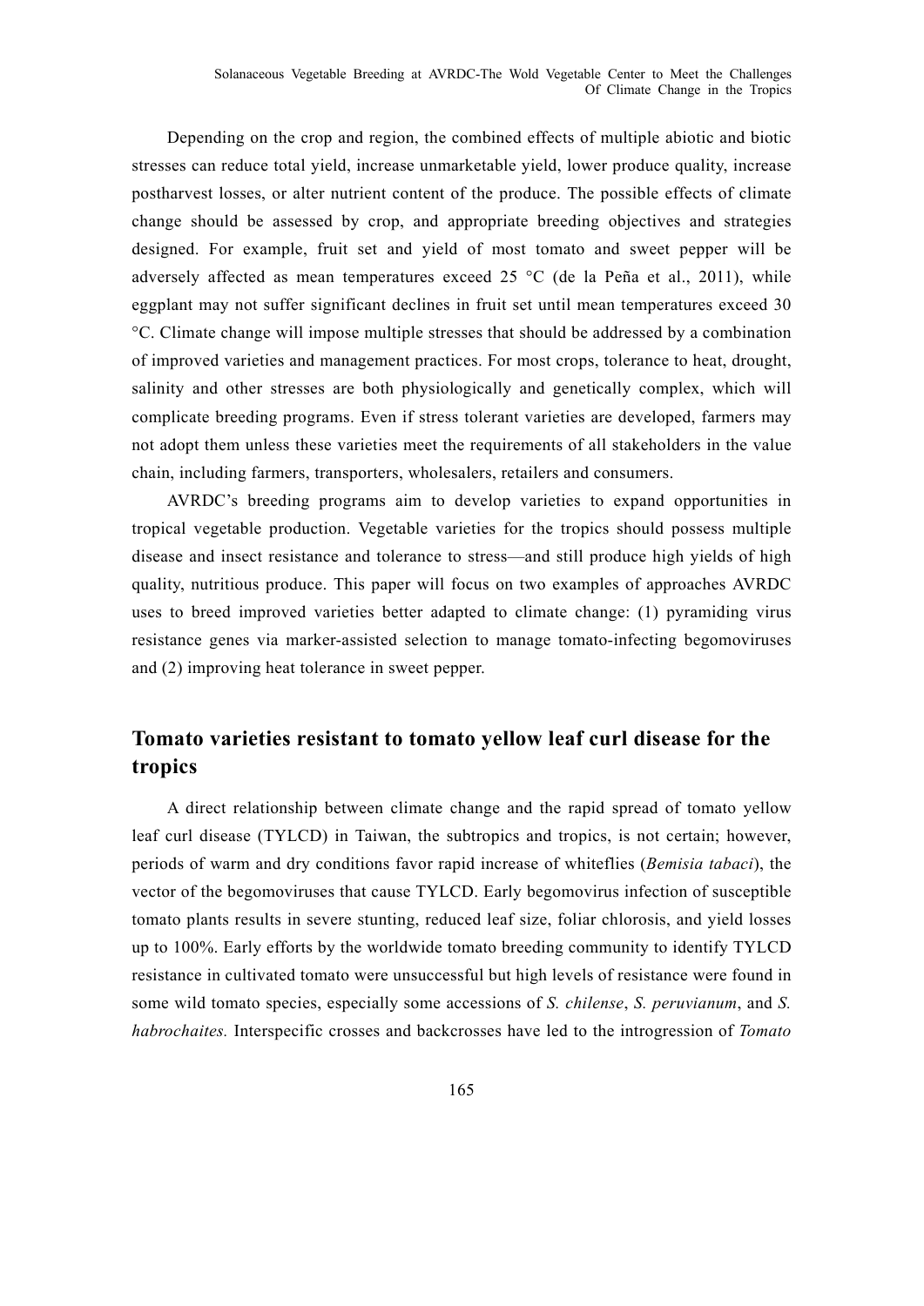Depending on the crop and region, the combined effects of multiple abiotic and biotic stresses can reduce total yield, increase unmarketable yield, lower produce quality, increase postharvest losses, or alter nutrient content of the produce. The possible effects of climate change should be assessed by crop, and appropriate breeding objectives and strategies designed. For example, fruit set and yield of most tomato and sweet pepper will be adversely affected as mean temperatures exceed 25 °C (de la Peña et al., 2011), while eggplant may not suffer significant declines in fruit set until mean temperatures exceed 30 °C. Climate change will impose multiple stresses that should be addressed by a combination of improved varieties and management practices. For most crops, tolerance to heat, drought, salinity and other stresses are both physiologically and genetically complex, which will complicate breeding programs. Even if stress tolerant varieties are developed, farmers may not adopt them unless these varieties meet the requirements of all stakeholders in the value chain, including farmers, transporters, wholesalers, retailers and consumers.

AVRDC's breeding programs aim to develop varieties to expand opportunities in tropical vegetable production. Vegetable varieties for the tropics should possess multiple disease and insect resistance and tolerance to stress—and still produce high yields of high quality, nutritious produce. This paper will focus on two examples of approaches AVRDC uses to breed improved varieties better adapted to climate change: (1) pyramiding virus resistance genes via marker-assisted selection to manage tomato-infecting begomoviruses and (2) improving heat tolerance in sweet pepper.

## Tomato varieties resistant to tomato yellow leaf curl disease for the tropics

A direct relationship between climate change and the rapid spread of tomato yellow leaf curl disease (TYLCD) in Taiwan, the subtropics and tropics, is not certain; however, periods of warm and dry conditions favor rapid increase of whiteflies (*Bemisia tabaci*), the vector of the begomoviruses that cause TYLCD. Early begomovirus infection of susceptible tomato plants results in severe stunting, reduced leaf size, foliar chlorosis, and yield losses up to 100%. Early efforts by the worldwide tomato breeding community to identify TYLCD resistance in cultivated tomato were unsuccessful but high levels of resistance were found in some wild tomato species, especially some accessions of *S. chilense*, *S. peruvianum*, and *S. habrochaites.* Interspecific crosses and backcrosses have led to the introgression of *Tomato*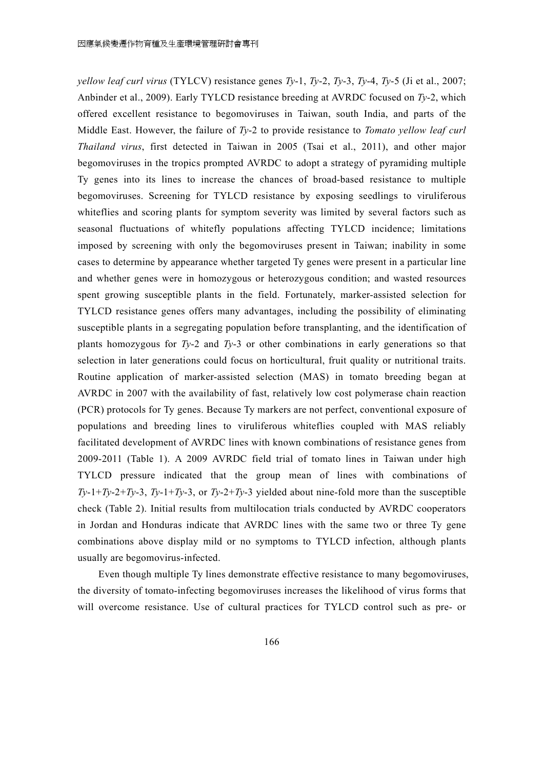*yellow leaf curl virus* (TYLCV) resistance genes *Ty*-1, *Ty*-2, *Ty*-3, *Ty*-4, *Ty*-5 (Ji et al., 2007; Anbinder et al., 2009). Early TYLCD resistance breeding at AVRDC focused on *Ty*-2, which offered excellent resistance to begomoviruses in Taiwan, south India, and parts of the Middle East. However, the failure of *Ty*-2 to provide resistance to *Tomato yellow leaf curl Thailand virus*, first detected in Taiwan in 2005 (Tsai et al., 2011), and other major begomoviruses in the tropics prompted AVRDC to adopt a strategy of pyramiding multiple Ty genes into its lines to increase the chances of broad-based resistance to multiple begomoviruses. Screening for TYLCD resistance by exposing seedlings to viruliferous whiteflies and scoring plants for symptom severity was limited by several factors such as seasonal fluctuations of whitefly populations affecting TYLCD incidence; limitations imposed by screening with only the begomoviruses present in Taiwan; inability in some cases to determine by appearance whether targeted Ty genes were present in a particular line and whether genes were in homozygous or heterozygous condition; and wasted resources spent growing susceptible plants in the field. Fortunately, marker-assisted selection for TYLCD resistance genes offers many advantages, including the possibility of eliminating susceptible plants in a segregating population before transplanting, and the identification of plants homozygous for *Ty*-2 and *Ty*-3 or other combinations in early generations so that selection in later generations could focus on horticultural, fruit quality or nutritional traits. Routine application of marker-assisted selection (MAS) in tomato breeding began at AVRDC in 2007 with the availability of fast, relatively low cost polymerase chain reaction (PCR) protocols for Ty genes. Because Ty markers are not perfect, conventional exposure of populations and breeding lines to viruliferous whiteflies coupled with MAS reliably facilitated development of AVRDC lines with known combinations of resistance genes from 2009-2011 (Table 1). A 2009 AVRDC field trial of tomato lines in Taiwan under high TYLCD pressure indicated that the group mean of lines with combinations of *Ty*-1+*Ty*-2+*Ty*-3, *Ty*-1+*Ty*-3, or *Ty*-2+*Ty*-3 yielded about nine-fold more than the susceptible check (Table 2). Initial results from multilocation trials conducted by AVRDC cooperators in Jordan and Honduras indicate that AVRDC lines with the same two or three Ty gene combinations above display mild or no symptoms to TYLCD infection, although plants usually are begomovirus-infected.

Even though multiple Ty lines demonstrate effective resistance to many begomoviruses, the diversity of tomato-infecting begomoviruses increases the likelihood of virus forms that will overcome resistance. Use of cultural practices for TYLCD control such as pre- or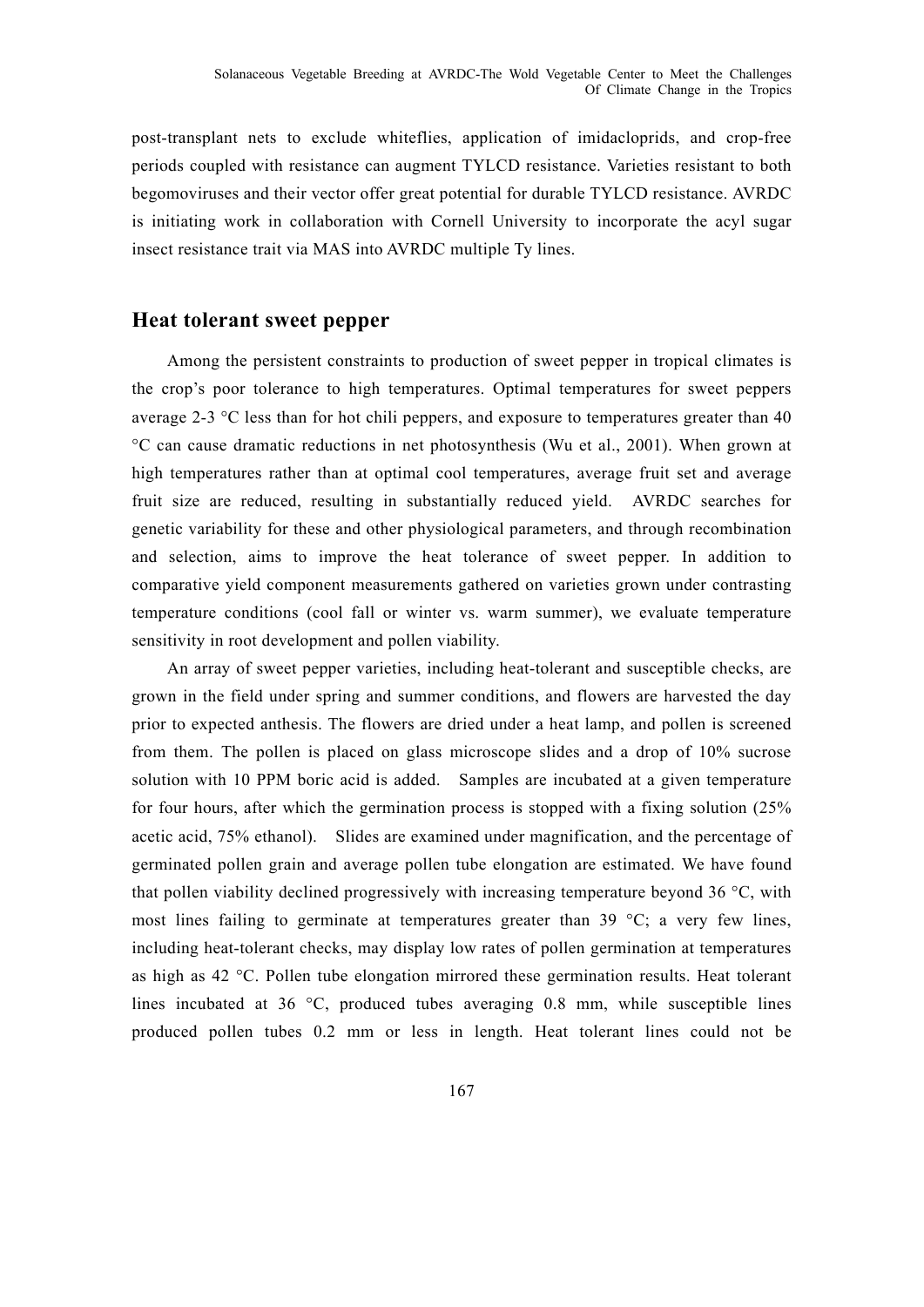post-transplant nets to exclude whiteflies, application of imidacloprids, and crop-free periods coupled with resistance can augment TYLCD resistance. Varieties resistant to both begomoviruses and their vector offer great potential for durable TYLCD resistance. AVRDC is initiating work in collaboration with Cornell University to incorporate the acyl sugar insect resistance trait via MAS into AVRDC multiple Ty lines.

## Heat tolerant sweet pepper

Among the persistent constraints to production of sweet pepper in tropical climates is the crop's poor tolerance to high temperatures. Optimal temperatures for sweet peppers average 2-3 °C less than for hot chili peppers, and exposure to temperatures greater than 40 °C can cause dramatic reductions in net photosynthesis (Wu et al., 2001). When grown at high temperatures rather than at optimal cool temperatures, average fruit set and average fruit size are reduced, resulting in substantially reduced yield. AVRDC searches for genetic variability for these and other physiological parameters, and through recombination and selection, aims to improve the heat tolerance of sweet pepper. In addition to comparative yield component measurements gathered on varieties grown under contrasting temperature conditions (cool fall or winter vs. warm summer), we evaluate temperature sensitivity in root development and pollen viability.

An array of sweet pepper varieties, including heat-tolerant and susceptible checks, are grown in the field under spring and summer conditions, and flowers are harvested the day prior to expected anthesis. The flowers are dried under a heat lamp, and pollen is screened from them. The pollen is placed on glass microscope slides and a drop of 10% sucrose solution with 10 PPM boric acid is added. Samples are incubated at a given temperature for four hours, after which the germination process is stopped with a fixing solution (25% acetic acid, 75% ethanol). Slides are examined under magnification, and the percentage of germinated pollen grain and average pollen tube elongation are estimated. We have found that pollen viability declined progressively with increasing temperature beyond 36 °C, with most lines failing to germinate at temperatures greater than 39 °C; a very few lines, including heat-tolerant checks, may display low rates of pollen germination at temperatures as high as 42 °C. Pollen tube elongation mirrored these germination results. Heat tolerant lines incubated at 36 °C, produced tubes averaging 0.8 mm, while susceptible lines produced pollen tubes 0.2 mm or less in length. Heat tolerant lines could not be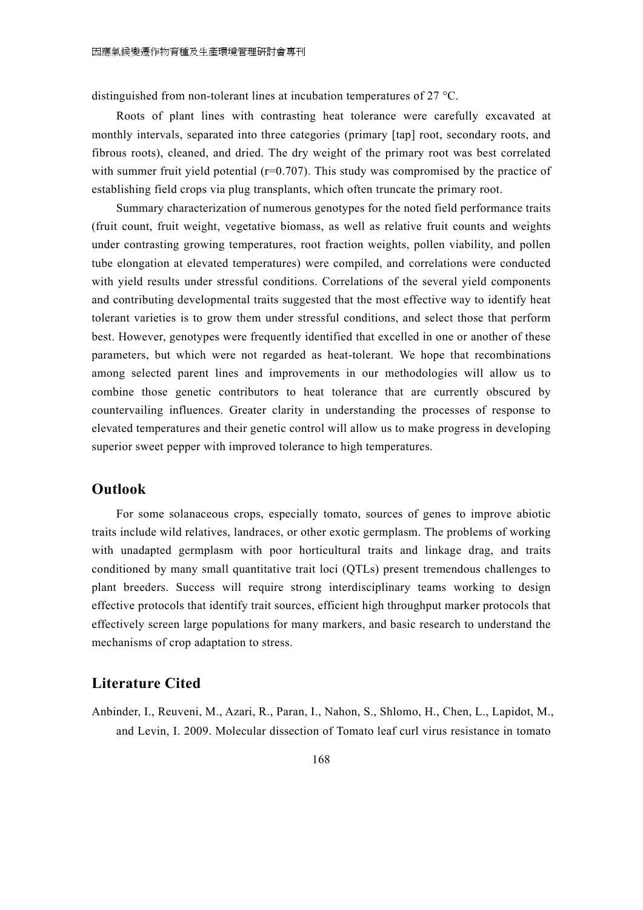distinguished from non-tolerant lines at incubation temperatures of 27 °C.

Roots of plant lines with contrasting heat tolerance were carefully excavated at monthly intervals, separated into three categories (primary [tap] root, secondary roots, and fibrous roots), cleaned, and dried. The dry weight of the primary root was best correlated with summer fruit yield potential (r=0.707). This study was compromised by the practice of establishing field crops via plug transplants, which often truncate the primary root.

Summary characterization of numerous genotypes for the noted field performance traits (fruit count, fruit weight, vegetative biomass, as well as relative fruit counts and weights under contrasting growing temperatures, root fraction weights, pollen viability, and pollen tube elongation at elevated temperatures) were compiled, and correlations were conducted with yield results under stressful conditions. Correlations of the several yield components and contributing developmental traits suggested that the most effective way to identify heat tolerant varieties is to grow them under stressful conditions, and select those that perform best. However, genotypes were frequently identified that excelled in one or another of these parameters, but which were not regarded as heat-tolerant. We hope that recombinations among selected parent lines and improvements in our methodologies will allow us to combine those genetic contributors to heat tolerance that are currently obscured by countervailing influences. Greater clarity in understanding the processes of response to elevated temperatures and their genetic control will allow us to make progress in developing superior sweet pepper with improved tolerance to high temperatures.

## Outlook

For some solanaceous crops, especially tomato, sources of genes to improve abiotic traits include wild relatives, landraces, or other exotic germplasm. The problems of working with unadapted germplasm with poor horticultural traits and linkage drag, and traits conditioned by many small quantitative trait loci (QTLs) present tremendous challenges to plant breeders. Success will require strong interdisciplinary teams working to design effective protocols that identify trait sources, efficient high throughput marker protocols that effectively screen large populations for many markers, and basic research to understand the mechanisms of crop adaptation to stress.

## Literature Cited

Anbinder, I., Reuveni, M., Azari, R., Paran, I., Nahon, S., Shlomo, H., Chen, L., Lapidot, M., and Levin, I. 2009. Molecular dissection of Tomato leaf curl virus resistance in tomato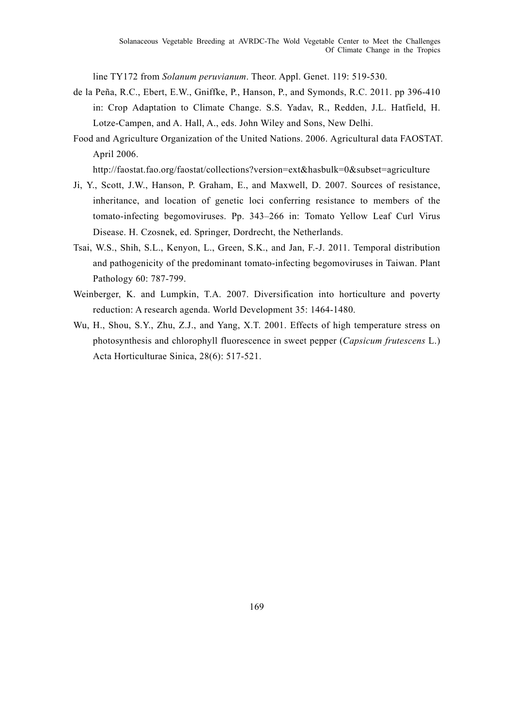line TY172 from *Solanum peruvianum*. Theor. Appl. Genet. 119: 519-530.

de la Peña, R.C., Ebert, E.W., Gniffke, P., Hanson, P., and Symonds, R.C. 2011. pp 396-410 in: Crop Adaptation to Climate Change. S.S. Yadav, R., Redden, J.L. Hatfield, H. Lotze-Campen, and A. Hall, A., eds. John Wiley and Sons, New Delhi.

Food and Agriculture Organization of the United Nations. 2006. Agricultural data FAOSTAT. April 2006. http://faostat.fao.org/faostat/collections?version=ext&hasbulk=0&subset=agriculture

Ji, Y., Scott, J.W., Hanson, P. Graham, E., and Maxwell, D. 2007. Sources of resistance, inheritance, and location of genetic loci conferring resistance to members of the tomato-infecting begomoviruses. Pp. 343–266 in: Tomato Yellow Leaf Curl Virus Disease. H. Czosnek, ed. Springer, Dordrecht, the Netherlands.

Tsai, W.S., Shih, S.L., Kenyon, L., Green, S.K., and Jan, F.-J. 2011. Temporal distribution and pathogenicity of the predominant tomato-infecting begomoviruses in Taiwan. Plant Pathology 60: 787-799.

Weinberger, K. and Lumpkin, T.A. 2007. Diversification into horticulture and poverty reduction: A research agenda. World Development 35: 1464-1480.

Wu, H., Shou, S.Y., Zhu, Z.J., and Yang, X.T. 2001. Effects of high temperature stress on photosynthesis and chlorophyll fluorescence in sweet pepper (*Capsicum frutescens* L.) Acta Horticulturae Sinica, 28(6): 517-521.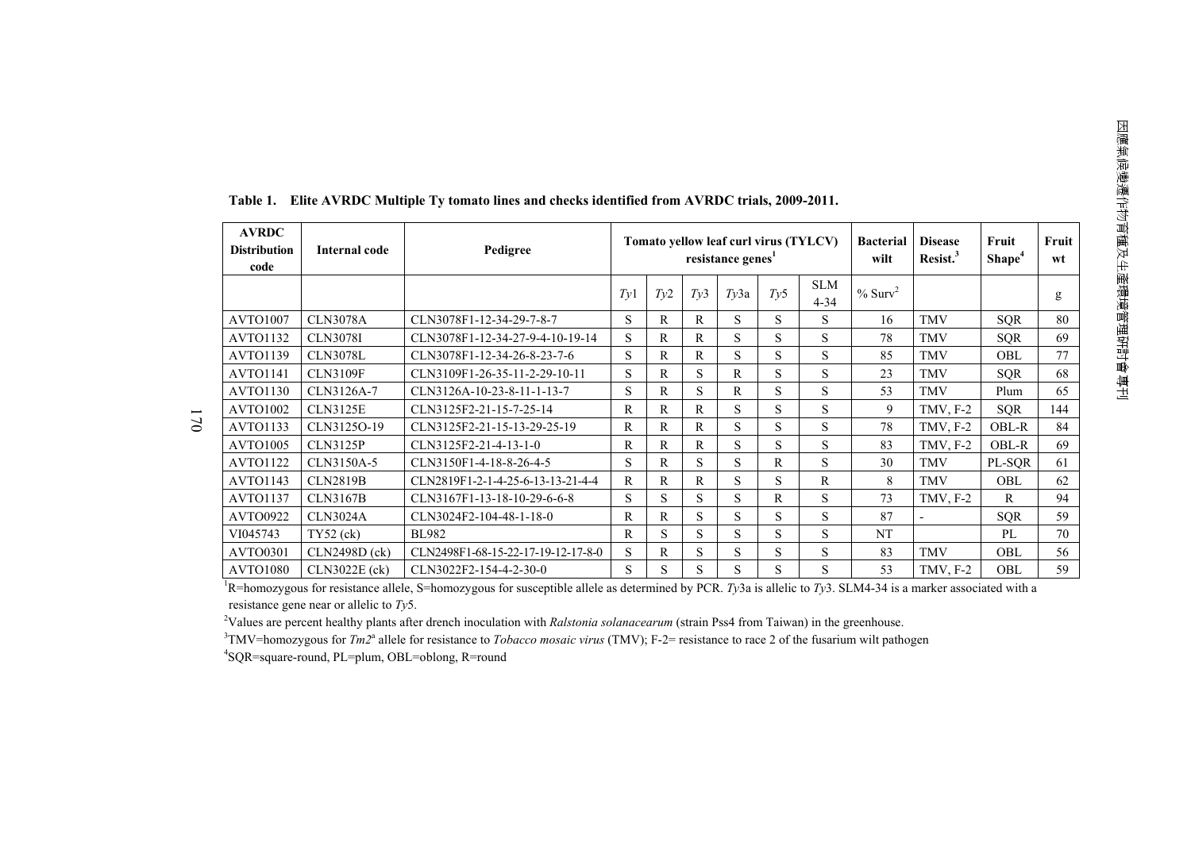**Table 1. Elite AVRDC Multiple Ty tomato lines and checks identified from AVRDC trials, 2009-2011.**

| AVRDC Distribution code | Internal code | Pedigree | Tomato yellow leaf curl virus (TYLCV) resistance genes[1] | | | | | | Bacterial wilt | Disease Resist.[3] | Fruit Shape[4] | Fruit wt |
|---|---|---|---|---|---|---|---|---|---|---|---|---|
| | | | *Ty*1 | *Ty*2 | *Ty*3 | *Ty*3a | *Ty*5 | SLM 4-34 | % Surv[2] | | | g |
| AVTO1007 | CLN3078A | CLN3078F1-12-34-29-7-8-7 | S | R | R | S | S | S | 16 | TMV | SQR | 80 |
| AVTO1132 | CLN3078I | CLN3078F1-12-34-27-9-4-10-19-14 | S | R | R | S | S | S | 78 | TMV | SQR | 69 |
| AVTO1139 | CLN3078L | CLN3078F1-12-34-26-8-23-7-6 | S | R | R | S | S | S | 85 | TMV | OBL | 77 |
| AVTO1141 | CLN3109F | CLN3109F1-26-35-11-2-29-10-11 | S | R | S | R | S | S | 23 | TMV | SQR | 68 |
| AVTO1130 | CLN3126A-7 | CLN3126A-10-23-8-11-1-13-7 | S | R | S | R | S | S | 53 | TMV | Plum | 65 |
| AVTO1002 | CLN3125E | CLN3125F2-21-15-7-25-14 | R | R | R | S | S | S | 9 | TMV, F-2 | SQR | 144 |
| AVTO1133 | CLN3125O-19 | CLN3125F2-21-15-13-29-25-19 | R | R | R | S | S | S | 78 | TMV, F-2 | OBL-R | 84 |
| AVTO1005 | CLN3125P | CLN3125F2-21-4-13-1-0 | R | R | R | S | S | S | 83 | TMV, F-2 | OBL-R | 69 |
| AVTO1122 | CLN3150A-5 | CLN3150F1-4-18-8-26-4-5 | S | R | S | S | R | S | 30 | TMV | PL-SQR | 61 |
| AVTO1143 | CLN2819B | CLN2819F1-2-1-4-25-6-13-13-21-4-4 | R | R | R | S | S | R | 8 | TMV | OBL | 62 |
| AVTO1137 | CLN3167B | CLN3167F1-13-18-10-29-6-6-8 | S | S | S | S | R | S | 73 | TMV, F-2 | R | 94 |
| AVTO0922 | CLN3024A | CLN3024F2-104-48-1-18-0 | R | R | S | S | S | S | 87 | - | SQR | 59 |
| VI045743 | TY52 (ck) | BL982 | R | S | S | S | S | S | NT | | PL | 70 |
| AVTO0301 | CLN2498D (ck) | CLN2498F1-68-15-22-17-19-12-17-8-0 | S | R | S | S | S | S | 83 | TMV | OBL | 56 |
| AVTO1080 | CLN3022E (ck) | CLN3022F2-154-4-2-30-0 | S | S | S | S | S | S | 53 | TMV, F-2 | OBL | 59 |

[1]R=homozygous for resistance allele, S=homozygous for susceptible allele as determined by PCR. *Ty*3a is allelic to *Ty*3. SLM4-34 is a marker associated with a resistance gene near or allelic to *Ty*5.

[2]Values are percent healthy plants after drench inoculation with *Ralstonia solanacearum* (strain Pss4 from Taiwan) in the greenhouse.

[3]TMV=homozygous for *Tm2*[a] allele for resistance to *Tobacco mosaic virus* (TMV); F-2= resistance to race 2 of the fusarium wilt pathogen

[4]SQR=square-round, PL=plum, OBL=oblong, R=round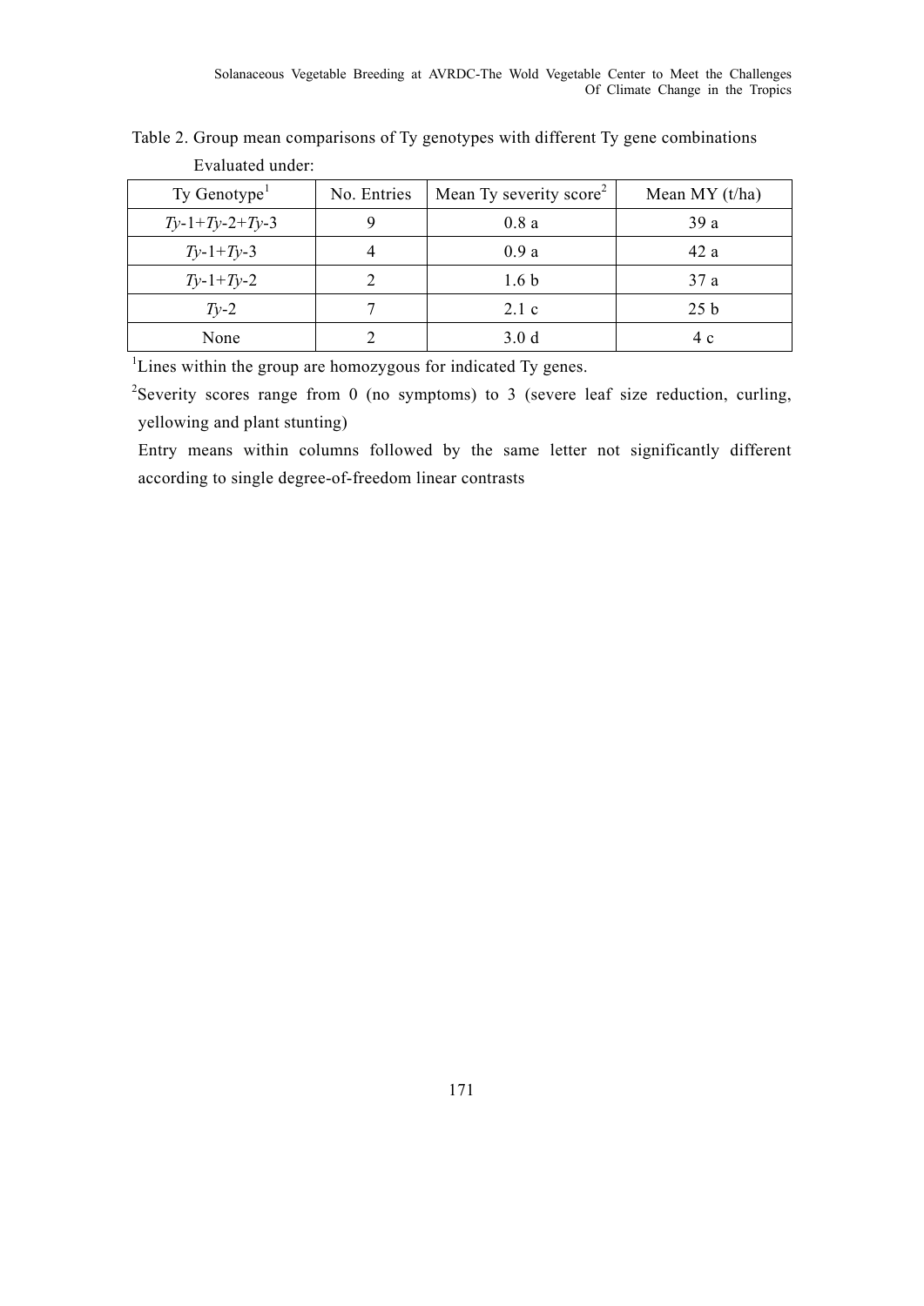Table 2. Group mean comparisons of Ty genotypes with different Ty gene combinations Evaluated under:

| Ty Genotype[1] | No. Entries | Mean Ty severity score[2] | Mean MY (t/ha) |
|---|---|---|---|
| *Ty*-1+*Ty*-2+*Ty*-3 | 9 | 0.8 a | 39 a |
| *Ty*-1+*Ty*-3 | 4 | 0.9 a | 42 a |
| *Ty*-1+*Ty*-2 | 2 | 1.6 b | 37 a |
| *Ty*-2 | 7 | 2.1 c | 25 b |
| None | 2 | 3.0 d | 4 c |

[1]Lines within the group are homozygous for indicated Ty genes.

[2]Severity scores range from 0 (no symptoms) to 3 (severe leaf size reduction, curling, yellowing and plant stunting)

Entry means within columns followed by the same letter not significantly different according to single degree-of-freedom linear contrasts